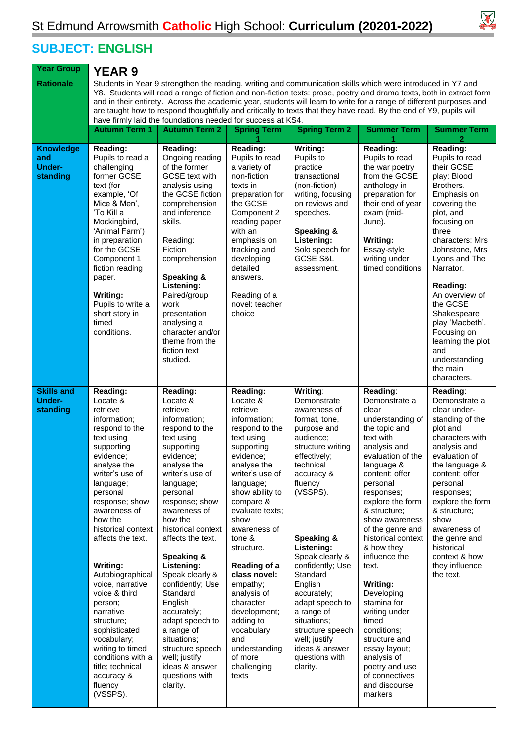# St Edmund Arrowsmith **Catholic** High School: **Curriculum (20201-2022)**

## SUBJECT: ENGLISH

| Year Group | YEAR 9 | | | | | |
|---|---|---|---|---|---|---|
| Rationale | Students in Year 9 strengthen the reading, writing and communication skills which were introduced in Y7 and Y8. Students will read a range of fiction and non-fiction texts: prose, poetry and drama texts, both in extract form and in their entirety. Across the academic year, students will learn to write for a range of different purposes and are taught how to respond thoughtfully and critically to texts that they have read. By the end of Y9, pupils will have firmly laid the foundations needed for success at KS4. | | | | | |
| | **Autumn Term 1** | **Autumn Term 2** | **Spring Term 1** | **Spring Term 2** | **Summer Term 1** | **Summer Term 2** |
| **Knowledge and Under-standing** | **Reading:** Pupils to read a challenging former GCSE text (for example, 'Of Mice & Men', 'To Kill a Mockingbird, 'Animal Farm') in preparation for the GCSE Component 1 fiction reading paper.<br><br>**Writing:** Pupils to write a short story in timed conditions. | **Reading:** Ongoing reading of the former GCSE text with analysis using the GCSE fiction comprehension and inference skills.<br><br>Reading: Fiction comprehension<br><br>**Speaking & Listening:** Paired/group work presentation analysing a character and/or theme from the fiction text studied. | **Reading:** Pupils to read a variety of non-fiction texts in preparation for the GCSE Component 2 reading paper with an emphasis on tracking and developing detailed answers.<br><br>Reading of a novel: teacher choice | **Writing:** Pupils to practice transactional (non-fiction) writing, focusing on reviews and speeches.<br><br>**Speaking & Listening:** Solo speech for GCSE S&L assessment. | **Reading:** Pupils to read the war poetry from the GCSE anthology in preparation for their end of year exam (mid-June).<br><br>**Writing:** Essay-style writing under timed conditions | **Reading:** Pupils to read their GCSE play: Blood Brothers. Emphasis on covering the plot, and focusing on three characters: Mrs Johnstone, Mrs Lyons and The Narrator.<br><br>**Reading:** An overview of the GCSE Shakespeare play 'Macbeth'. Focusing on learning the plot and understanding the main characters. |
| **Skills and Under-standing** | **Reading:** Locate & retrieve information; respond to the text using supporting evidence; analyse the writer's use of language; personal response; show awareness of how the historical context affects the text.<br><br>**Writing:** Autobiographical voice, narrative voice & third person; narrative structure; sophisticated vocabulary; writing to timed conditions with a title; technical accuracy & fluency (VSSPS). | **Reading:** Locate & retrieve information; respond to the text using supporting evidence; analyse the writer's use of language; personal response; show awareness of how the historical context affects the text.<br><br>**Speaking & Listening:** Speak clearly & confidently; Use Standard English accurately; adapt speech to a range of situations; structure speech well; justify ideas & answer questions with clarity. | **Reading:** Locate & retrieve information; respond to the text using supporting evidence; analyse the writer's use of language; show ability to compare & evaluate texts; show awareness of tone & structure.<br><br>**Reading of a class novel:** empathy; analysis of character development; adding to vocabulary and understanding of more challenging texts | **Writing**: Demonstrate awareness of format, tone, purpose and audience; structure writing effectively; technical accuracy & fluency (VSSPS).<br><br>**Speaking & Listening:** Speak clearly & confidently; Use Standard English accurately; adapt speech to a range of situations; structure speech well; justify ideas & answer questions with clarity. | **Reading**: Demonstrate a clear understanding of the topic and text with analysis and evaluation of the language & content; offer personal responses; explore the form & structure; show awareness of the genre and historical context & how they influence the text.<br><br>**Writing:** Developing stamina for writing under timed conditions; structure and essay layout; analysis of poetry and use of connectives and discourse markers | **Reading**: Demonstrate a clear under-standing of the plot and characters with analysis and evaluation of the language & content; offer personal responses; explore the form & structure; show awareness of the genre and historical context & how they influence the text. |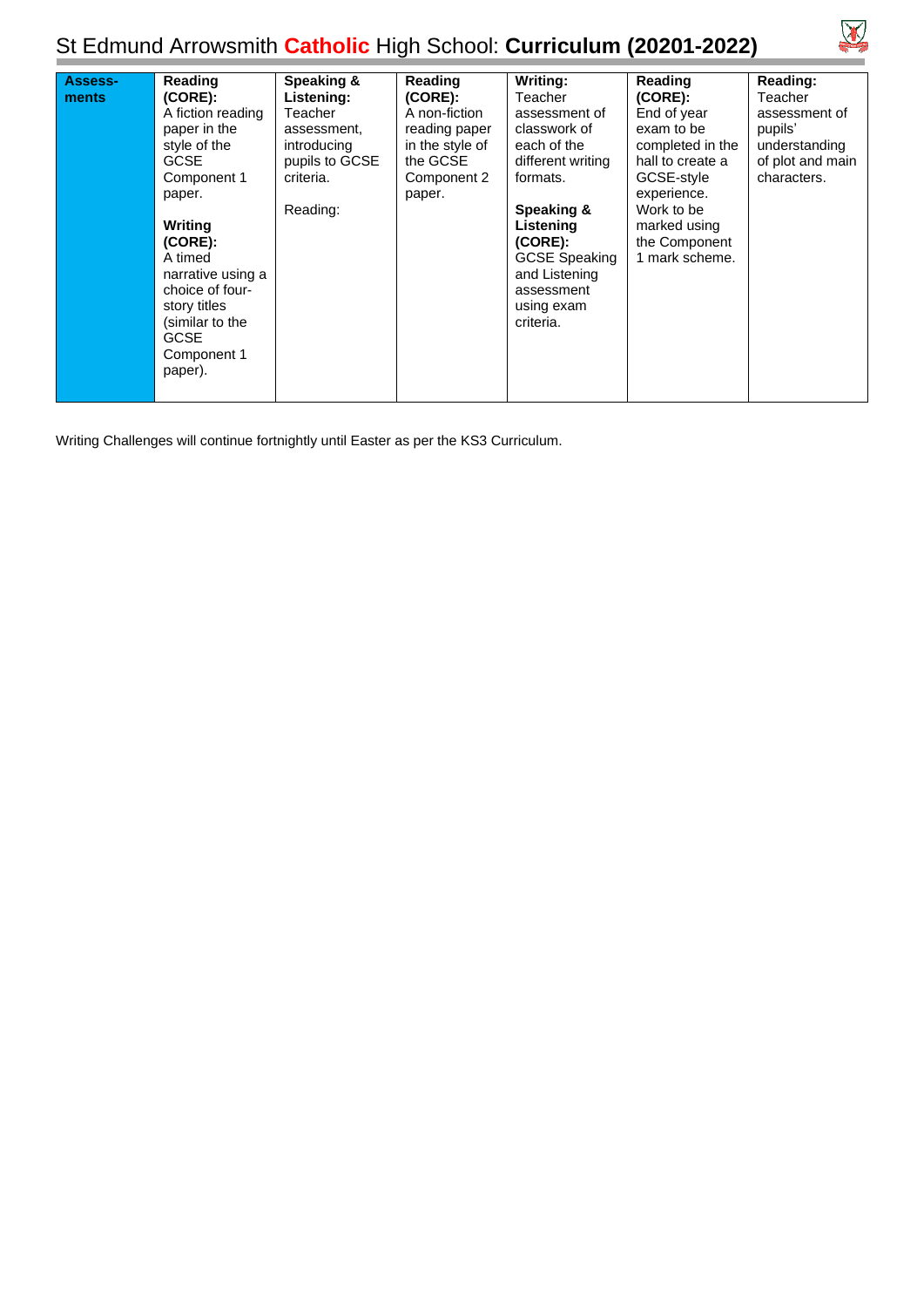# St Edmund Arrowsmith **Catholic** High School: **Curriculum (20201-2022)**

| | | | | | | |
|---|---|---|---|---|---|---|
| **Assess-ments** | **Reading (CORE):** A fiction reading paper in the style of the GCSE Component 1 paper.<br><br>**Writing (CORE):** A timed narrative using a choice of four-story titles (similar to the GCSE Component 1 paper). | **Speaking & Listening:** Teacher assessment, introducing pupils to GCSE criteria.<br><br>Reading: | **Reading (CORE):** A non-fiction reading paper in the style of the GCSE Component 2 paper. | **Writing:** Teacher assessment of classwork of each of the different writing formats.<br><br>**Speaking & Listening (CORE):** GCSE Speaking and Listening assessment using exam criteria. | **Reading (CORE):** End of year exam to be completed in the hall to create a GCSE-style experience. Work to be marked using the Component 1 mark scheme. | **Reading:** Teacher assessment of pupils' understanding of plot and main characters. |

Writing Challenges will continue fortnightly until Easter as per the KS3 Curriculum.